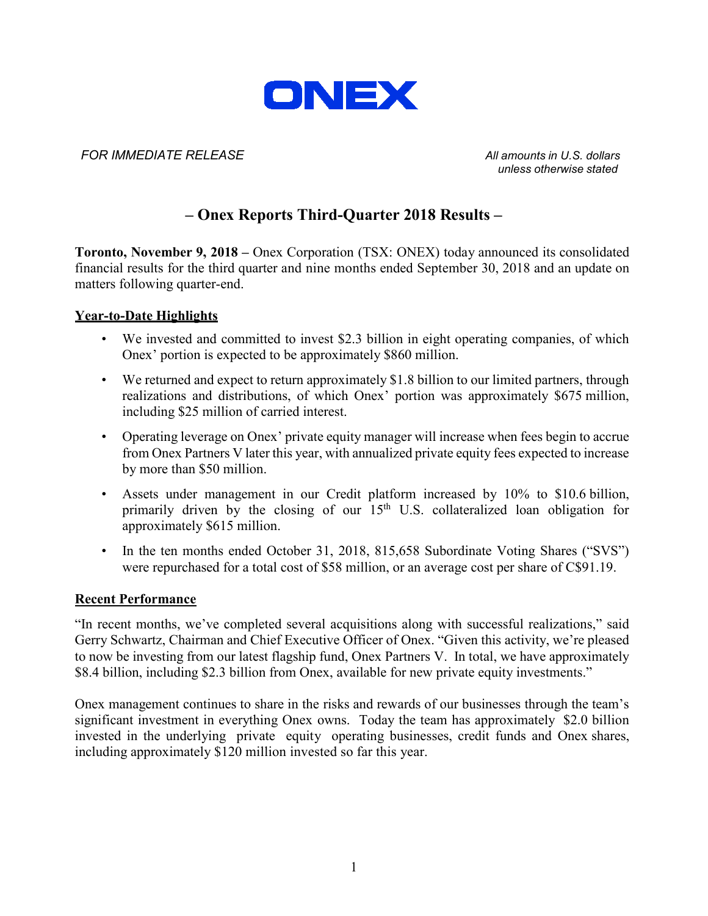ONEX

*FOR IMMEDIATE RELEASE*

*All amounts in U.S. dollars unless otherwise stated*

# – Onex Reports Third-Quarter 2018 Results –

**Toronto, November 9, 2018 –** Onex Corporation (TSX: ONEX) today announced its consolidated financial results for the third quarter and nine months ended September 30, 2018 and an update on matters following quarter-end.

## Year-to-Date Highlights

- We invested and committed to invest $2.3 billion in eight operating companies, of which Onex' portion is expected to be approximately $860 million.
- We returned and expect to return approximately $1.8 billion to our limited partners, through realizations and distributions, of which Onex' portion was approximately $675 million, including $25 million of carried interest.
- Operating leverage on Onex' private equity manager will increase when fees begin to accrue from Onex Partners V later this year, with annualized private equity fees expected to increase by more than $50 million.
- Assets under management in our Credit platform increased by 10% to $10.6 billion, primarily driven by the closing of our 15th U.S. collateralized loan obligation for approximately $615 million.
- In the ten months ended October 31, 2018, 815,658 Subordinate Voting Shares ("SVS") were repurchased for a total cost of $58 million, or an average cost per share of C$91.19.

## Recent Performance

"In recent months, we've completed several acquisitions along with successful realizations," said Gerry Schwartz, Chairman and Chief Executive Officer of Onex. "Given this activity, we're pleased to now be investing from our latest flagship fund, Onex Partners V. In total, we have approximately $8.4 billion, including $2.3 billion from Onex, available for new private equity investments."

Onex management continues to share in the risks and rewards of our businesses through the team's significant investment in everything Onex owns. Today the team has approximately $2.0 billion invested in the underlying private equity operating businesses, credit funds and Onex shares, including approximately $120 million invested so far this year.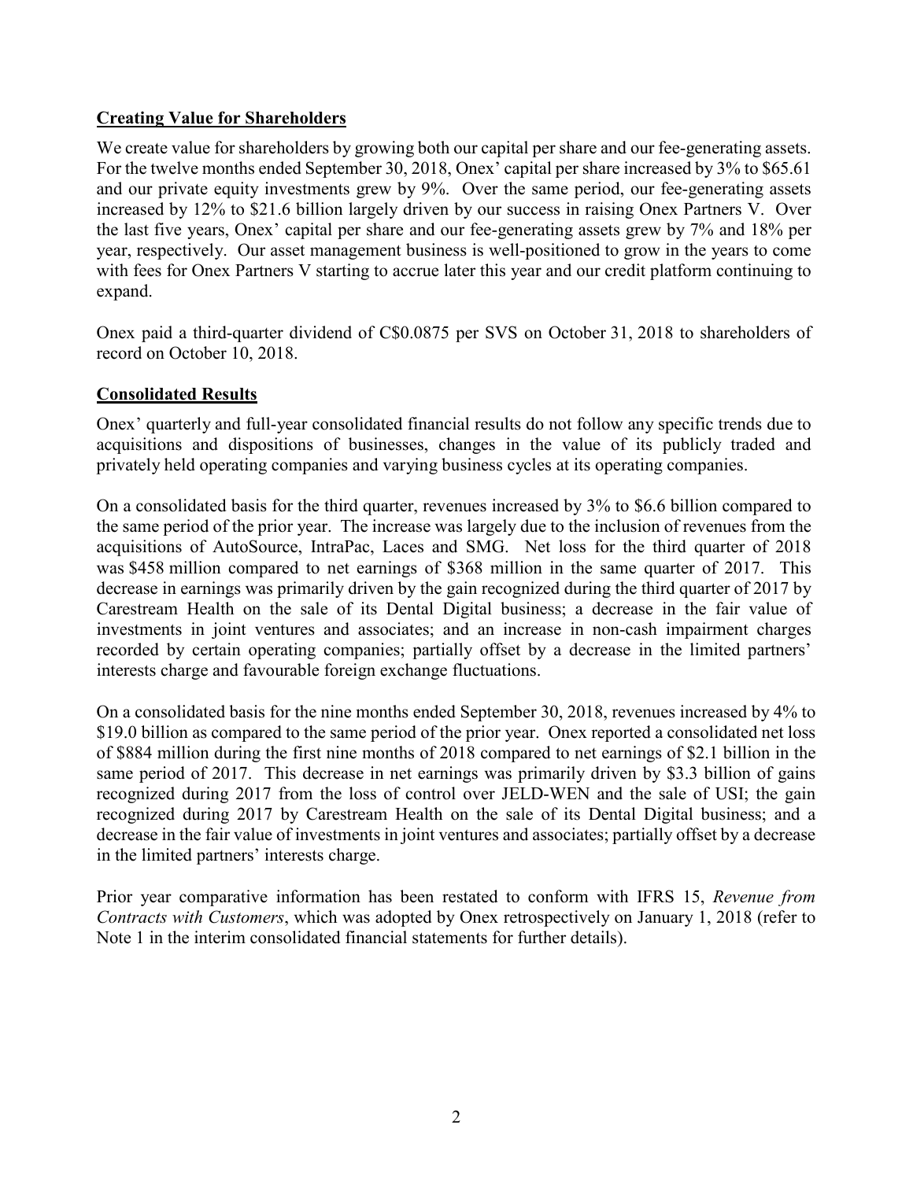## Creating Value for Shareholders

We create value for shareholders by growing both our capital per share and our fee-generating assets. For the twelve months ended September 30, 2018, Onex' capital per share increased by 3% to $65.61 and our private equity investments grew by 9%. Over the same period, our fee-generating assets increased by 12% to $21.6 billion largely driven by our success in raising Onex Partners V. Over the last five years, Onex' capital per share and our fee-generating assets grew by 7% and 18% per year, respectively. Our asset management business is well-positioned to grow in the years to come with fees for Onex Partners V starting to accrue later this year and our credit platform continuing to expand.

Onex paid a third-quarter dividend of C$0.0875 per SVS on October 31, 2018 to shareholders of record on October 10, 2018.

## Consolidated Results

Onex' quarterly and full-year consolidated financial results do not follow any specific trends due to acquisitions and dispositions of businesses, changes in the value of its publicly traded and privately held operating companies and varying business cycles at its operating companies.

On a consolidated basis for the third quarter, revenues increased by 3% to $6.6 billion compared to the same period of the prior year. The increase was largely due to the inclusion of revenues from the acquisitions of AutoSource, IntraPac, Laces and SMG. Net loss for the third quarter of 2018 was $458 million compared to net earnings of $368 million in the same quarter of 2017. This decrease in earnings was primarily driven by the gain recognized during the third quarter of 2017 by Carestream Health on the sale of its Dental Digital business; a decrease in the fair value of investments in joint ventures and associates; and an increase in non-cash impairment charges recorded by certain operating companies; partially offset by a decrease in the limited partners' interests charge and favourable foreign exchange fluctuations.

On a consolidated basis for the nine months ended September 30, 2018, revenues increased by 4% to $19.0 billion as compared to the same period of the prior year. Onex reported a consolidated net loss of $884 million during the first nine months of 2018 compared to net earnings of $2.1 billion in the same period of 2017. This decrease in net earnings was primarily driven by $3.3 billion of gains recognized during 2017 from the loss of control over JELD-WEN and the sale of USI; the gain recognized during 2017 by Carestream Health on the sale of its Dental Digital business; and a decrease in the fair value of investments in joint ventures and associates; partially offset by a decrease in the limited partners' interests charge.

Prior year comparative information has been restated to conform with IFRS 15, *Revenue from Contracts with Customers*, which was adopted by Onex retrospectively on January 1, 2018 (refer to Note 1 in the interim consolidated financial statements for further details).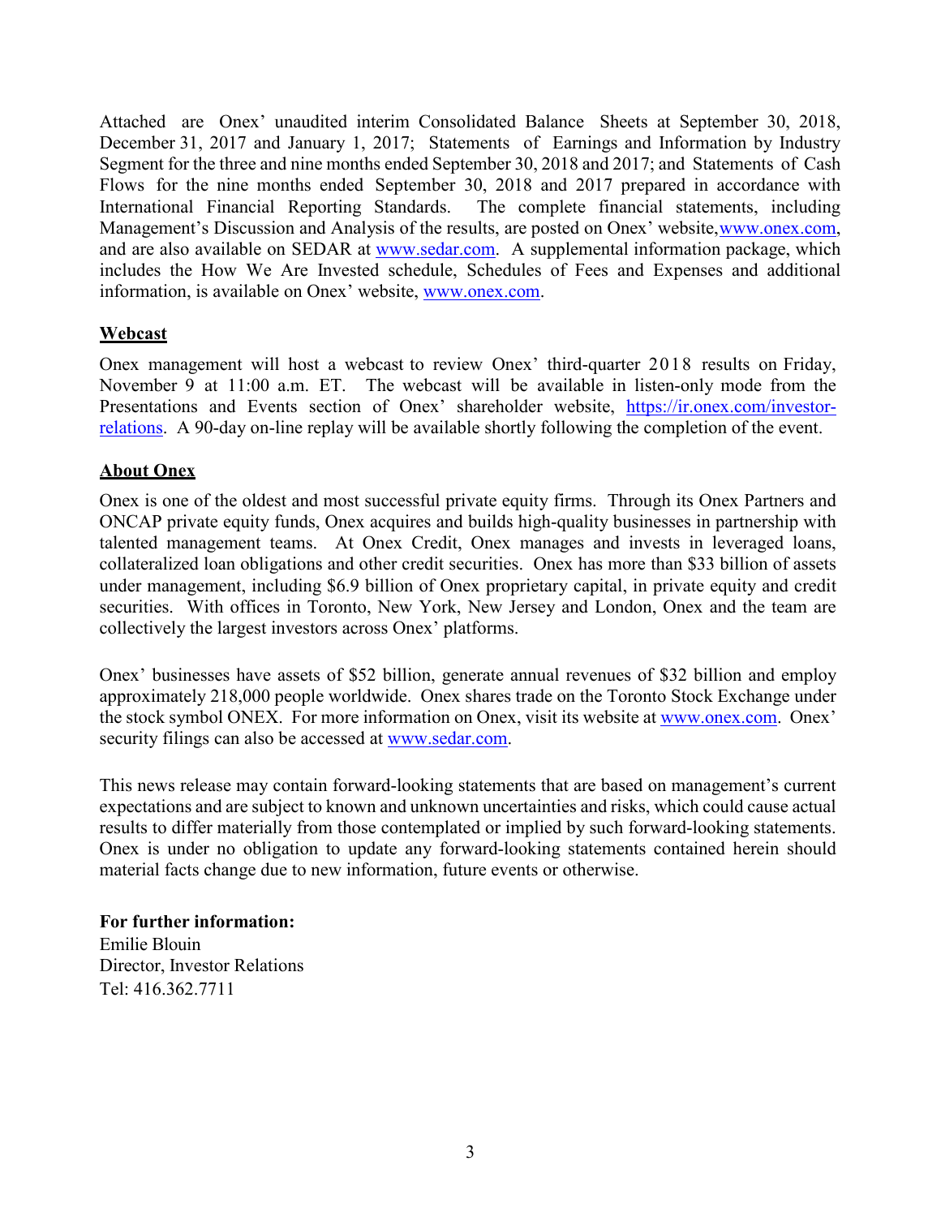Attached are Onex' unaudited interim Consolidated Balance Sheets at September 30, 2018, December 31, 2017 and January 1, 2017; Statements of Earnings and Information by Industry Segment for the three and nine months ended September 30, 2018 and 2017; and Statements of Cash Flows for the nine months ended September 30, 2018 and 2017 prepared in accordance with International Financial Reporting Standards. The complete financial statements, including Management's Discussion and Analysis of the results, are posted on Onex' website, [www.onex.com](http://www.onex.com), and are also available on SEDAR at [www.sedar.com](http://www.sedar.com). A supplemental information package, which includes the How We Are Invested schedule, Schedules of Fees and Expenses and additional information, is available on Onex' website, [www.onex.com](http://www.onex.com).

## Webcast

Onex management will host a webcast to review Onex' third-quarter 2018 results on Friday, November 9 at 11:00 a.m. ET. The webcast will be available in listen-only mode from the Presentations and Events section of Onex' shareholder website, [https://ir.onex.com/investor-relations](https://ir.onex.com/investor-relations). A 90-day on-line replay will be available shortly following the completion of the event.

## About Onex

Onex is one of the oldest and most successful private equity firms. Through its Onex Partners and ONCAP private equity funds, Onex acquires and builds high-quality businesses in partnership with talented management teams. At Onex Credit, Onex manages and invests in leveraged loans, collateralized loan obligations and other credit securities. Onex has more than $33 billion of assets under management, including $6.9 billion of Onex proprietary capital, in private equity and credit securities. With offices in Toronto, New York, New Jersey and London, Onex and the team are collectively the largest investors across Onex' platforms.

Onex' businesses have assets of $52 billion, generate annual revenues of $32 billion and employ approximately 218,000 people worldwide. Onex shares trade on the Toronto Stock Exchange under the stock symbol ONEX. For more information on Onex, visit its website at [www.onex.com](http://www.onex.com). Onex' security filings can also be accessed at [www.sedar.com](http://www.sedar.com).

This news release may contain forward-looking statements that are based on management's current expectations and are subject to known and unknown uncertainties and risks, which could cause actual results to differ materially from those contemplated or implied by such forward-looking statements. Onex is under no obligation to update any forward-looking statements contained herein should material facts change due to new information, future events or otherwise.

**For further information:**
Emilie Blouin
Director, Investor Relations
Tel: 416.362.7711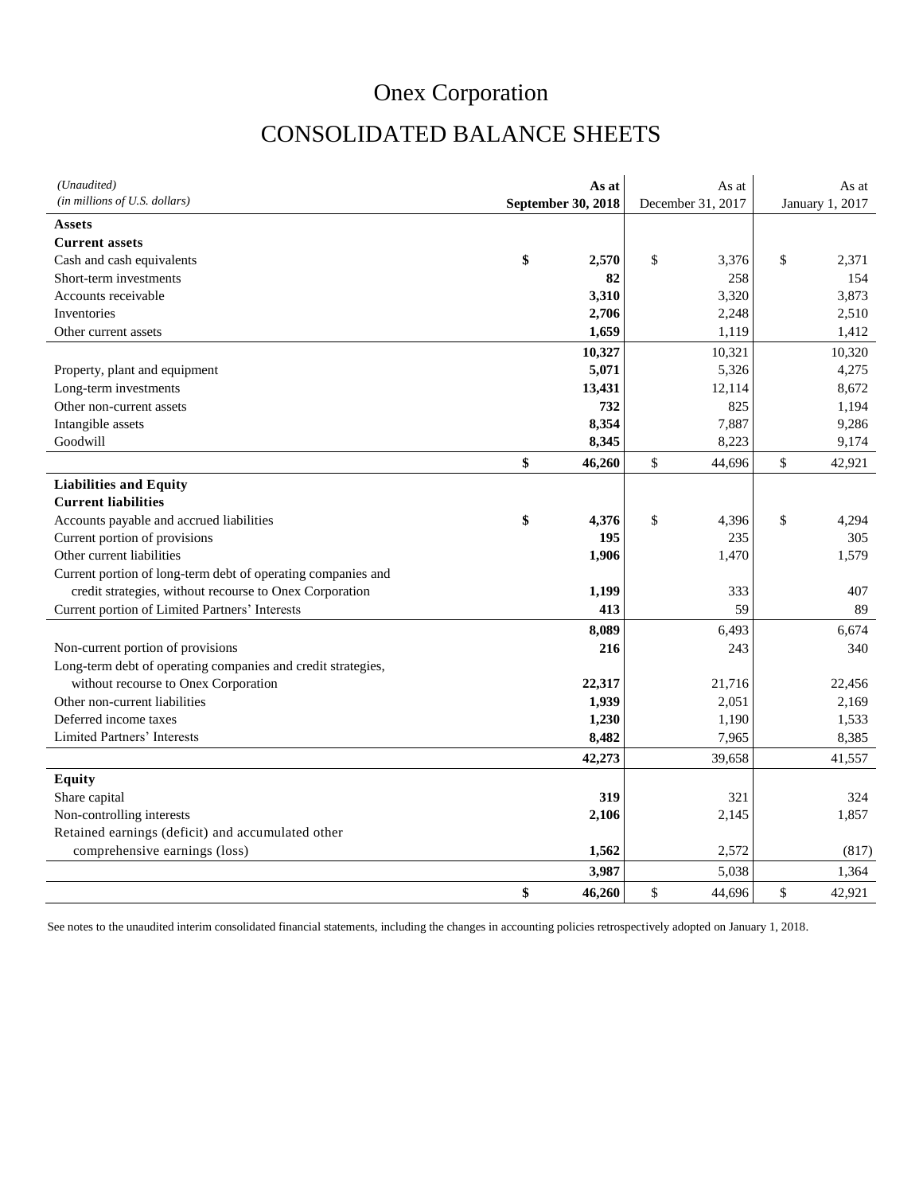# Onex Corporation

# CONSOLIDATED BALANCE SHEETS

| *(Unaudited)* *(in millions of U.S. dollars)* | **As at September 30, 2018** | As at December 31, 2017 | As at January 1, 2017 |
|---|---|---|---|
| **Assets** | | | |
| **Current assets** | | | |
| Cash and cash equivalents | **$ 2,570** | $ 3,376 | $ 2,371 |
| Short-term investments | **82** | 258 | 154 |
| Accounts receivable | **3,310** | 3,320 | 3,873 |
| Inventories | **2,706** | 2,248 | 2,510 |
| Other current assets | **1,659** | 1,119 | 1,412 |
| | **10,327** | 10,321 | 10,320 |
| Property, plant and equipment | **5,071** | 5,326 | 4,275 |
| Long-term investments | **13,431** | 12,114 | 8,672 |
| Other non-current assets | **732** | 825 | 1,194 |
| Intangible assets | **8,354** | 7,887 | 9,286 |
| Goodwill | **8,345** | 8,223 | 9,174 |
| | **$ 46,260** | $ 44,696 | $ 42,921 |
| **Liabilities and Equity** | | | |
| **Current liabilities** | | | |
| Accounts payable and accrued liabilities | **$ 4,376** | $ 4,396 | $ 4,294 |
| Current portion of provisions | **195** | 235 | 305 |
| Other current liabilities | **1,906** | 1,470 | 1,579 |
| Current portion of long-term debt of operating companies and credit strategies, without recourse to Onex Corporation | **1,199** | 333 | 407 |
| Current portion of Limited Partners' Interests | **413** | 59 | 89 |
| | **8,089** | 6,493 | 6,674 |
| Non-current portion of provisions | **216** | 243 | 340 |
| Long-term debt of operating companies and credit strategies, without recourse to Onex Corporation | **22,317** | 21,716 | 22,456 |
| Other non-current liabilities | **1,939** | 2,051 | 2,169 |
| Deferred income taxes | **1,230** | 1,190 | 1,533 |
| Limited Partners' Interests | **8,482** | 7,965 | 8,385 |
| | **42,273** | 39,658 | 41,557 |
| **Equity** | | | |
| Share capital | **319** | 321 | 324 |
| Non-controlling interests | **2,106** | 2,145 | 1,857 |
| Retained earnings (deficit) and accumulated other comprehensive earnings (loss) | **1,562** | 2,572 | (817) |
| | **3,987** | 5,038 | 1,364 |
| | **$ 46,260** | $ 44,696 | $ 42,921 |

See notes to the unaudited interim consolidated financial statements, including the changes in accounting policies retrospectively adopted on January 1, 2018.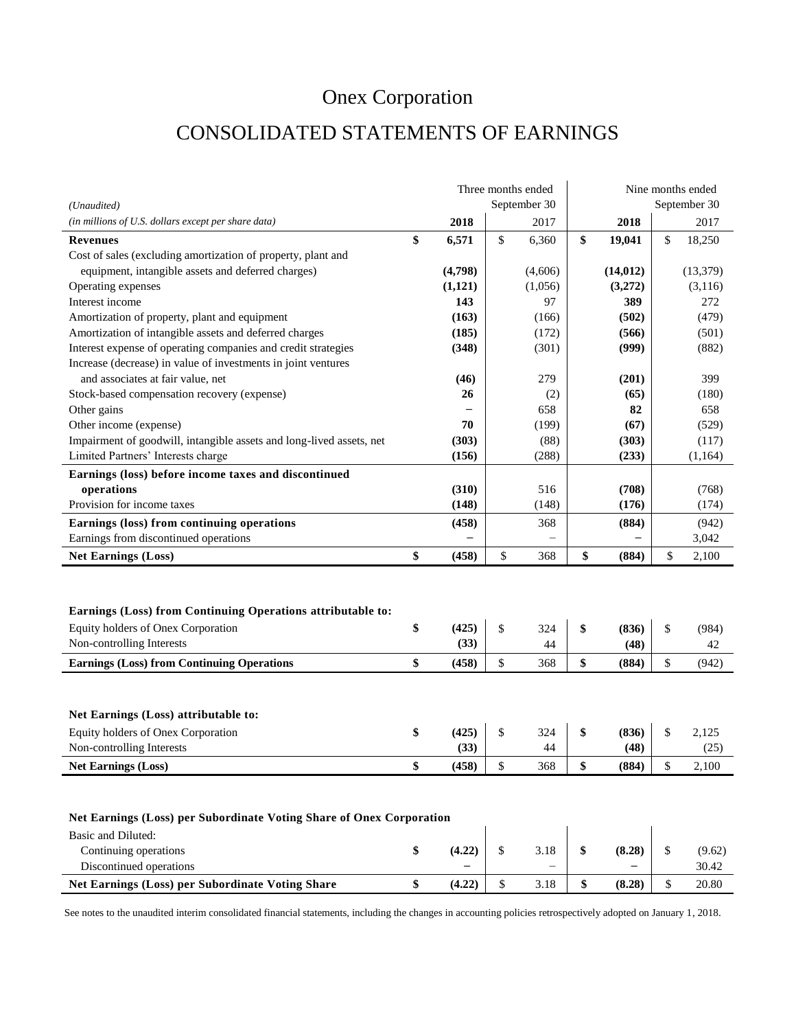# Onex Corporation

# CONSOLIDATED STATEMENTS OF EARNINGS

| *(Unaudited)* *(in millions of U.S. dollars except per share data)* | Three months ended September 30 2018 | Three months ended September 30 2017 | Nine months ended September 30 2018 | Nine months ended September 30 2017 |
|---|---|---|---|---|
| **Revenues** | **$ 6,571** | $ 6,360 | **$ 19,041** | $ 18,250 |
| Cost of sales (excluding amortization of property, plant and equipment, intangible assets and deferred charges) | **(4,798)** | (4,606) | **(14,012)** | (13,379) |
| Operating expenses | **(1,121)** | (1,056) | **(3,272)** | (3,116) |
| Interest income | **143** | 97 | **389** | 272 |
| Amortization of property, plant and equipment | **(163)** | (166) | **(502)** | (479) |
| Amortization of intangible assets and deferred charges | **(185)** | (172) | **(566)** | (501) |
| Interest expense of operating companies and credit strategies | **(348)** | (301) | **(999)** | (882) |
| Increase (decrease) in value of investments in joint ventures and associates at fair value, net | **(46)** | 279 | **(201)** | 399 |
| Stock-based compensation recovery (expense) | **26** | (2) | **(65)** | (180) |
| Other gains | **–** | 658 | **82** | 658 |
| Other income (expense) | **70** | (199) | **(67)** | (529) |
| Impairment of goodwill, intangible assets and long-lived assets, net | **(303)** | (88) | **(303)** | (117) |
| Limited Partners' Interests charge | **(156)** | (288) | **(233)** | (1,164) |
| **Earnings (loss) before income taxes and discontinued operations** | **(310)** | 516 | **(708)** | (768) |
| Provision for income taxes | **(148)** | (148) | **(176)** | (174) |
| **Earnings (loss) from continuing operations** | **(458)** | 368 | **(884)** | (942) |
| Earnings from discontinued operations | **–** | – | **–** | 3,042 |
| **Net Earnings (Loss)** | **$ (458)** | $ 368 | **$ (884)** | $ 2,100 |

| **Earnings (Loss) from Continuing Operations attributable to:** | | | | |
|---|---|---|---|---|
| Equity holders of Onex Corporation | **$ (425)** | $ 324 | **$ (836)** | $ (984) |
| Non-controlling Interests | **(33)** | 44 | **(48)** | 42 |
| **Earnings (Loss) from Continuing Operations** | **$ (458)** | $ 368 | **$ (884)** | $ (942) |

| **Net Earnings (Loss) attributable to:** | | | | |
|---|---|---|---|---|
| Equity holders of Onex Corporation | **$ (425)** | $ 324 | **$ (836)** | $ 2,125 |
| Non-controlling Interests | **(33)** | 44 | **(48)** | (25) |
| **Net Earnings (Loss)** | **$ (458)** | $ 368 | **$ (884)** | $ 2,100 |

| **Net Earnings (Loss) per Subordinate Voting Share of Onex Corporation** | | | | |
|---|---|---|---|---|
| Basic and Diluted: | | | | |
| Continuing operations | **$ (4.22)** | $ 3.18 | **$ (8.28)** | $ (9.62) |
| Discontinued operations | **–** | – | **–** | 30.42 |
| **Net Earnings (Loss) per Subordinate Voting Share** | **$ (4.22)** | $ 3.18 | **$ (8.28)** | $ 20.80 |

See notes to the unaudited interim consolidated financial statements, including the changes in accounting policies retrospectively adopted on January 1, 2018.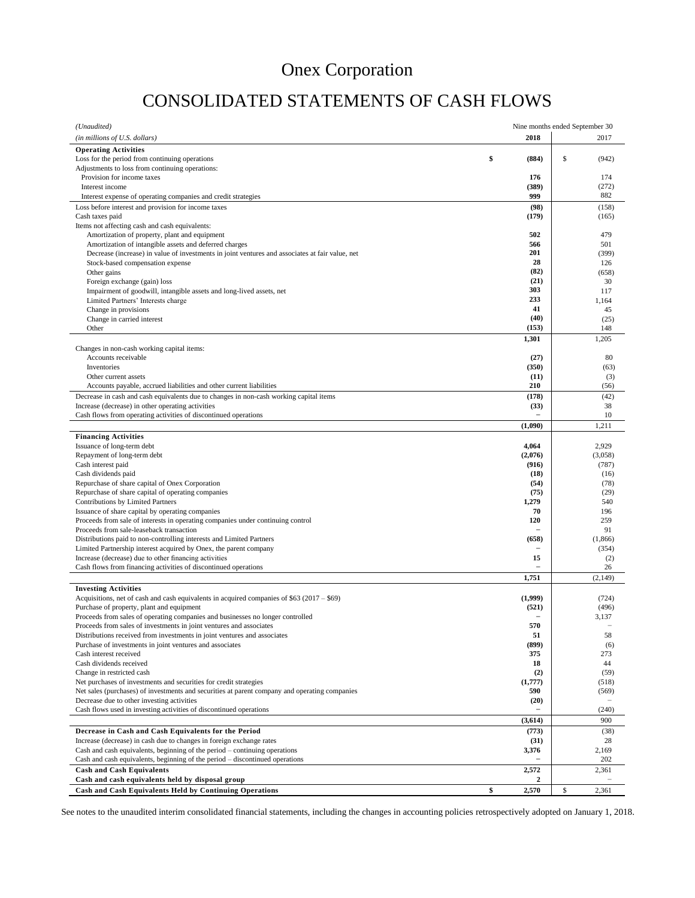# Onex Corporation

# CONSOLIDATED STATEMENTS OF CASH FLOWS

| *(Unaudited)* | Nine months ended September 30 | |
|---|---|---|
| *(in millions of U.S. dollars)* | **2018** | 2017 |
| **Operating Activities** | | |
| Loss for the period from continuing operations | **$ (884)** | $ (942) |
| Adjustments to loss from continuing operations: | | |
| Provision for income taxes | **176** | 174 |
| Interest income | **(389)** | (272) |
| Interest expense of operating companies and credit strategies | **999** | 882 |
| Loss before interest and provision for income taxes | **(98)** | (158) |
| Cash taxes paid | **(179)** | (165) |
| Items not affecting cash and cash equivalents: | | |
| Amortization of property, plant and equipment | **502** | 479 |
| Amortization of intangible assets and deferred charges | **566** | 501 |
| Decrease (increase) in value of investments in joint ventures and associates at fair value, net | **201** | (399) |
| Stock-based compensation expense | **28** | 126 |
| Other gains | **(82)** | (658) |
| Foreign exchange (gain) loss | **(21)** | 30 |
| Impairment of goodwill, intangible assets and long-lived assets, net | **303** | 117 |
| Limited Partners' Interests charge | **233** | 1,164 |
| Change in provisions | **41** | 45 |
| Change in carried interest | **(40)** | (25) |
| Other | **(153)** | 148 |
| | **1,301** | 1,205 |
| Changes in non-cash working capital items: | | |
| Accounts receivable | **(27)** | 80 |
| Inventories | **(350)** | (63) |
| Other current assets | **(11)** | (3) |
| Accounts payable, accrued liabilities and other current liabilities | **210** | (56) |
| Decrease in cash and cash equivalents due to changes in non-cash working capital items | **(178)** | (42) |
| Increase (decrease) in other operating activities | **(33)** | 38 |
| Cash flows from operating activities of discontinued operations | **–** | 10 |
| | **(1,090)** | 1,211 |
| **Financing Activities** | | |
| Issuance of long-term debt | **4,064** | 2,929 |
| Repayment of long-term debt | **(2,076)** | (3,058) |
| Cash interest paid | **(916)** | (787) |
| Cash dividends paid | **(18)** | (16) |
| Repurchase of share capital of Onex Corporation | **(54)** | (78) |
| Repurchase of share capital of operating companies | **(75)** | (29) |
| Contributions by Limited Partners | **1,279** | 540 |
| Issuance of share capital by operating companies | **70** | 196 |
| Proceeds from sale of interests in operating companies under continuing control | **120** | 259 |
| Proceeds from sale-leaseback transaction | **–** | 91 |
| Distributions paid to non-controlling interests and Limited Partners | **(658)** | (1,866) |
| Limited Partnership interest acquired by Onex, the parent company | **–** | (354) |
| Increase (decrease) due to other financing activities | **15** | (2) |
| Cash flows from financing activities of discontinued operations | **–** | 26 |
| | **1,751** | (2,149) |
| **Investing Activities** | | |
| Acquisitions, net of cash and cash equivalents in acquired companies of $63 (2017 – $69) | **(1,999)** | (724) |
| Purchase of property, plant and equipment | **(521)** | (496) |
| Proceeds from sales of operating companies and businesses no longer controlled | **–** | 3,137 |
| Proceeds from sales of investments in joint ventures and associates | **570** | – |
| Distributions received from investments in joint ventures and associates | **51** | 58 |
| Purchase of investments in joint ventures and associates | **(899)** | (6) |
| Cash interest received | **375** | 273 |
| Cash dividends received | **18** | 44 |
| Change in restricted cash | **(2)** | (59) |
| Net purchases of investments and securities for credit strategies | **(1,777)** | (518) |
| Net sales (purchases) of investments and securities at parent company and operating companies | **590** | (569) |
| Decrease due to other investing activities | **(20)** | – |
| Cash flows used in investing activities of discontinued operations | **–** | (240) |
| | **(3,614)** | 900 |
| **Decrease in Cash and Cash Equivalents for the Period** | **(773)** | (38) |
| Increase (decrease) in cash due to changes in foreign exchange rates | **(31)** | 28 |
| Cash and cash equivalents, beginning of the period – continuing operations | **3,376** | 2,169 |
| Cash and cash equivalents, beginning of the period – discontinued operations | **–** | 202 |
| **Cash and Cash Equivalents** | **2,572** | 2,361 |
| **Cash and cash equivalents held by disposal group** | **2** | – |
| **Cash and Cash Equivalents Held by Continuing Operations** | **$ 2,570** | $ 2,361 |

See notes to the unaudited interim consolidated financial statements, including the changes in accounting policies retrospectively adopted on January 1, 2018.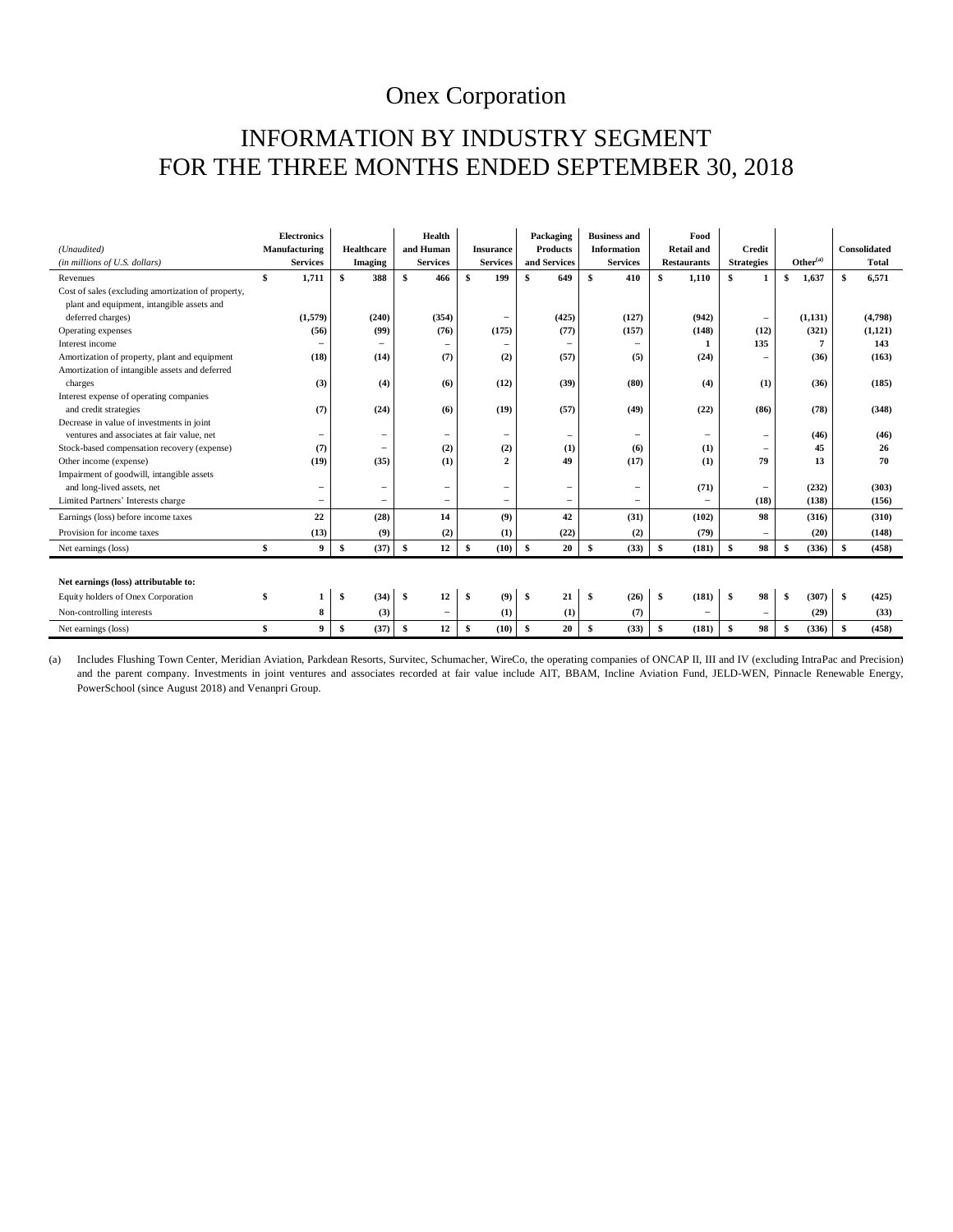# Onex Corporation

## INFORMATION BY INDUSTRY SEGMENT
## FOR THE THREE MONTHS ENDED SEPTEMBER 30, 2018

| *(Unaudited)* *(in millions of U.S. dollars)* | Electronics Manufacturing Services | Healthcare Imaging | Health and Human Services | Insurance Services | Packaging Products and Services | Business and Information Services | Food Retail and Restaurants | Credit Strategies | Other[(a)] | Consolidated Total |
|---|---|---|---|---|---|---|---|---|---|---|
| Revenues | $ 1,711 | $ 388 | $ 466 | $ 199 | $ 649 | $ 410 | $ 1,110 | $ 1 | $ 1,637 | $ 6,571 |
| Cost of sales (excluding amortization of property, plant and equipment, intangible assets and deferred charges) | (1,579) | (240) | (354) | – | (425) | (127) | (942) | – | (1,131) | (4,798) |
| Operating expenses | (56) | (99) | (76) | (175) | (77) | (157) | (148) | (12) | (321) | (1,121) |
| Interest income | – | – | – | – | – | – | 1 | 135 | 7 | 143 |
| Amortization of property, plant and equipment | (18) | (14) | (7) | (2) | (57) | (5) | (24) | – | (36) | (163) |
| Amortization of intangible assets and deferred charges | (3) | (4) | (6) | (12) | (39) | (80) | (4) | (1) | (36) | (185) |
| Interest expense of operating companies and credit strategies | (7) | (24) | (6) | (19) | (57) | (49) | (22) | (86) | (78) | (348) |
| Decrease in value of investments in joint ventures and associates at fair value, net | – | – | – | – | – | – | – | – | (46) | (46) |
| Stock-based compensation recovery (expense) | (7) | – | (2) | (2) | (1) | (6) | (1) | – | 45 | 26 |
| Other income (expense) | (19) | (35) | (1) | 2 | 49 | (17) | (1) | 79 | 13 | 70 |
| Impairment of goodwill, intangible assets and long-lived assets, net | – | – | – | – | – | – | (71) | – | (232) | (303) |
| Limited Partners' Interests charge | – | – | – | – | – | – | – | (18) | (138) | (156) |
| Earnings (loss) before income taxes | 22 | (28) | 14 | (9) | 42 | (31) | (102) | 98 | (316) | (310) |
| Provision for income taxes | (13) | (9) | (2) | (1) | (22) | (2) | (79) | – | (20) | (148) |
| Net earnings (loss) | $ 9 | $ (37) | $ 12 | $ (10) | $ 20 | $ (33) | $ (181) | $ 98 | $ (336) | $ (458) |
| | | | | | | | | | | |
| **Net earnings (loss) attributable to:** | | | | | | | | | | |
| Equity holders of Onex Corporation | $ 1 | $ (34) | $ 12 | $ (9) | $ 21 | $ (26) | $ (181) | $ 98 | $ (307) | $ (425) |
| Non-controlling interests | 8 | (3) | – | (1) | (1) | (7) | – | – | (29) | (33) |
| Net earnings (loss) | $ 9 | $ (37) | $ 12 | $ (10) | $ 20 | $ (33) | $ (181) | $ 98 | $ (336) | $ (458) |

(a) Includes Flushing Town Center, Meridian Aviation, Parkdean Resorts, Survitec, Schumacher, WireCo, the operating companies of ONCAP II, III and IV (excluding IntraPac and Precision) and the parent company. Investments in joint ventures and associates recorded at fair value include AIT, BBAM, Incline Aviation Fund, JELD-WEN, Pinnacle Renewable Energy, PowerSchool (since August 2018) and Venanpri Group.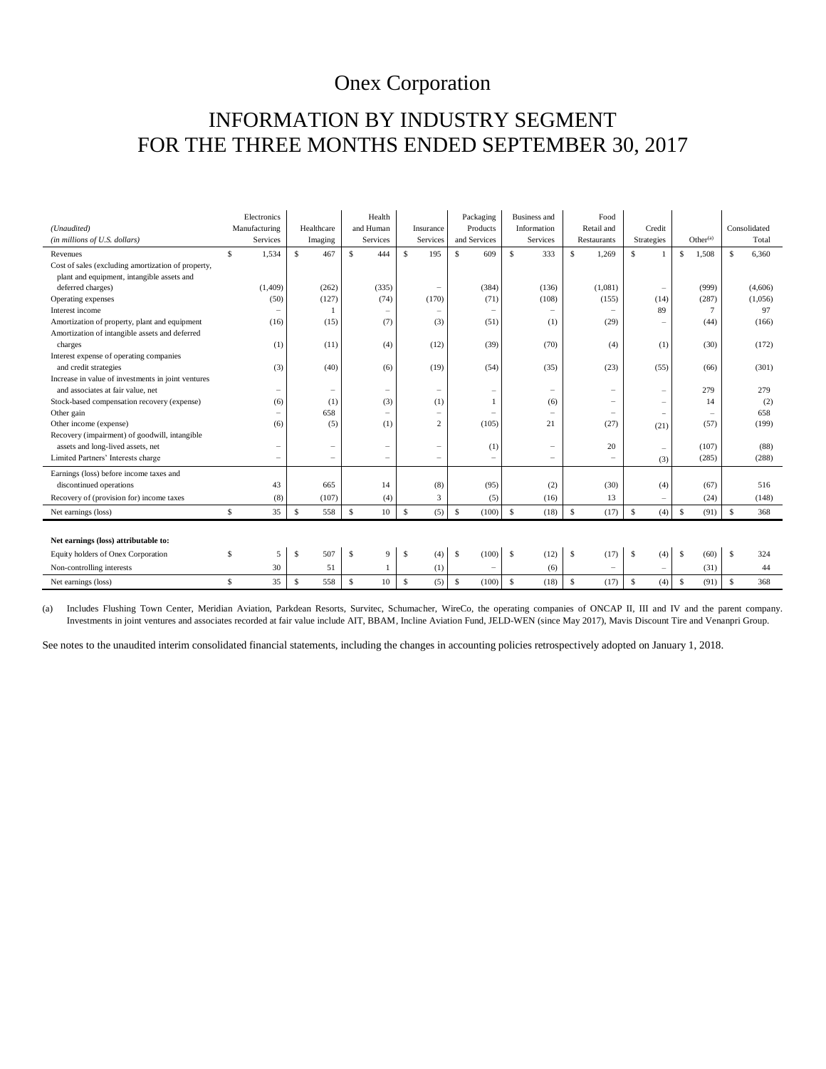# Onex Corporation

## INFORMATION BY INDUSTRY SEGMENT
## FOR THE THREE MONTHS ENDED SEPTEMBER 30, 2017

| *(Unaudited)* *(in millions of U.S. dollars)* | Electronics Manufacturing Services | Healthcare Imaging | Health and Human Services | Insurance Services | Packaging Products and Services | Business and Information Services | Food Retail and Restaurants | Credit Strategies | Other[(a)] | Consolidated Total |
|---|---|---|---|---|---|---|---|---|---|---|
| Revenues | $ 1,534 | $ 467 | $ 444 | $ 195 | $ 609 | $ 333 | $ 1,269 | $ 1 | $ 1,508 | $ 6,360 |
| Cost of sales (excluding amortization of property, plant and equipment, intangible assets and deferred charges) | (1,409) | (262) | (335) | – | (384) | (136) | (1,081) | – | (999) | (4,606) |
| Operating expenses | (50) | (127) | (74) | (170) | (71) | (108) | (155) | (14) | (287) | (1,056) |
| Interest income | – | 1 | – | – | – | – | – | 89 | 7 | 97 |
| Amortization of property, plant and equipment | (16) | (15) | (7) | (3) | (51) | (1) | (29) | – | (44) | (166) |
| Amortization of intangible assets and deferred charges | (1) | (11) | (4) | (12) | (39) | (70) | (4) | (1) | (30) | (172) |
| Interest expense of operating companies and credit strategies | (3) | (40) | (6) | (19) | (54) | (35) | (23) | (55) | (66) | (301) |
| Increase in value of investments in joint ventures and associates at fair value, net | – | – | – | – | – | – | – | – | 279 | 279 |
| Stock-based compensation recovery (expense) | (6) | (1) | (3) | (1) | 1 | (6) | – | – | 14 | (2) |
| Other gain | – | 658 | – | – | – | – | – | – | – | 658 |
| Other income (expense) | (6) | (5) | (1) | 2 | (105) | 21 | (27) | (21) | (57) | (199) |
| Recovery (impairment) of goodwill, intangible assets and long-lived assets, net | – | – | – | – | (1) | – | 20 | – | (107) | (88) |
| Limited Partners' Interests charge | – | – | – | – | – | – | – | (3) | (285) | (288) |
| Earnings (loss) before income taxes and discontinued operations | 43 | 665 | 14 | (8) | (95) | (2) | (30) | (4) | (67) | 516 |
| Recovery of (provision for) income taxes | (8) | (107) | (4) | 3 | (5) | (16) | 13 | – | (24) | (148) |
| Net earnings (loss) | $ 35 | $ 558 | $ 10 | $ (5) | $ (100) | $ (18) | $ (17) | $ (4) | $ (91) | $ 368 |
| **Net earnings (loss) attributable to:** | | | | | | | | | | |
| Equity holders of Onex Corporation | $ 5 | $ 507 | $ 9 | $ (4) | $ (100) | $ (12) | $ (17) | $ (4) | $ (60) | $ 324 |
| Non-controlling interests | 30 | 51 | 1 | (1) | – | (6) | – | – | (31) | 44 |
| Net earnings (loss) | $ 35 | $ 558 | $ 10 | $ (5) | $ (100) | $ (18) | $ (17) | $ (4) | $ (91) | $ 368 |

(a) Includes Flushing Town Center, Meridian Aviation, Parkdean Resorts, Survitec, Schumacher, WireCo, the operating companies of ONCAP II, III and IV and the parent company. Investments in joint ventures and associates recorded at fair value include AIT, BBAM, Incline Aviation Fund, JELD-WEN (since May 2017), Mavis Discount Tire and Venanpri Group.

See notes to the unaudited interim consolidated financial statements, including the changes in accounting policies retrospectively adopted on January 1, 2018.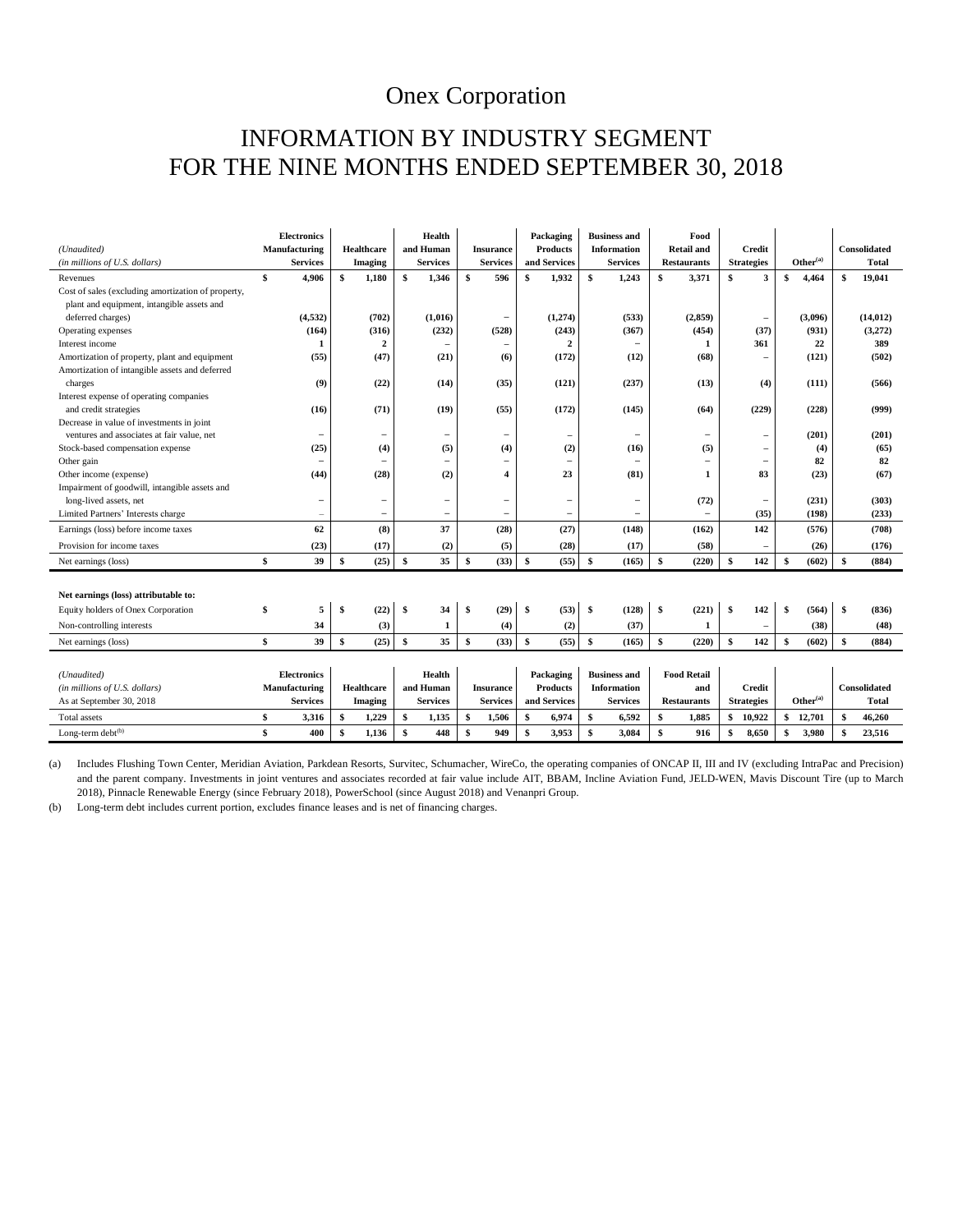# Onex Corporation

## INFORMATION BY INDUSTRY SEGMENT FOR THE NINE MONTHS ENDED SEPTEMBER 30, 2018

| *(Unaudited)* *(in millions of U.S. dollars)* | Electronics Manufacturing Services | Healthcare Imaging | Health and Human Services | Insurance Services | Packaging Products and Services | Business and Information Services | Food Retail and Restaurants | Credit Strategies | Other[(a)] | Consolidated Total |
|---|---|---|---|---|---|---|---|---|---|---|
| Revenues | $ 4,906 | $ 1,180 | $ 1,346 | $ 596 | $ 1,932 | $ 1,243 | $ 3,371 | $ 3 | $ 4,464 | $ 19,041 |
| Cost of sales (excluding amortization of property, plant and equipment, intangible assets and deferred charges) | (4,532) | (702) | (1,016) | – | (1,274) | (533) | (2,859) | – | (3,096) | (14,012) |
| Operating expenses | (164) | (316) | (232) | (528) | (243) | (367) | (454) | (37) | (931) | (3,272) |
| Interest income | 1 | 2 | – | – | 2 | – | 1 | 361 | 22 | 389 |
| Amortization of property, plant and equipment | (55) | (47) | (21) | (6) | (172) | (12) | (68) | – | (121) | (502) |
| Amortization of intangible assets and deferred charges | (9) | (22) | (14) | (35) | (121) | (237) | (13) | (4) | (111) | (566) |
| Interest expense of operating companies and credit strategies | (16) | (71) | (19) | (55) | (172) | (145) | (64) | (229) | (228) | (999) |
| Decrease in value of investments in joint ventures and associates at fair value, net | – | – | – | – | – | – | – | – | (201) | (201) |
| Stock-based compensation expense | (25) | (4) | (5) | (4) | (2) | (16) | (5) | – | (4) | (65) |
| Other gain | – | – | – | – | – | – | – | – | 82 | 82 |
| Other income (expense) | (44) | (28) | (2) | 4 | 23 | (81) | 1 | 83 | (23) | (67) |
| Impairment of goodwill, intangible assets and long-lived assets, net | – | – | – | – | – | – | (72) | – | (231) | (303) |
| Limited Partners' Interests charge | – | – | – | – | – | – | – | (35) | (198) | (233) |
| Earnings (loss) before income taxes | 62 | (8) | 37 | (28) | (27) | (148) | (162) | 142 | (576) | (708) |
| Provision for income taxes | (23) | (17) | (2) | (5) | (28) | (17) | (58) | – | (26) | (176) |
| Net earnings (loss) | $ 39 | $ (25) | $ 35 | $ (33) | $ (55) | $ (165) | $ (220) | $ 142 | $ (602) | $ (884) |
| **Net earnings (loss) attributable to:** | | | | | | | | | | |
| Equity holders of Onex Corporation | $ 5 | $ (22) | $ 34 | $ (29) | $ (53) | $ (128) | $ (221) | $ 142 | $ (564) | $ (836) |
| Non-controlling interests | 34 | (3) | 1 | (4) | (2) | (37) | 1 | – | (38) | (48) |
| Net earnings (loss) | $ 39 | $ (25) | $ 35 | $ (33) | $ (55) | $ (165) | $ (220) | $ 142 | $ (602) | $ (884) |

| *(Unaudited)* *(in millions of U.S. dollars)* As at September 30, 2018 | Electronics Manufacturing Services | Healthcare Imaging | Health and Human Services | Insurance Services | Packaging Products and Services | Business and Information Services | Food Retail and Restaurants | Credit Strategies | Other[(a)] | Consolidated Total |
|---|---|---|---|---|---|---|---|---|---|---|
| Total assets | $ 3,316 | $ 1,229 | $ 1,135 | $ 1,506 | $ 6,974 | $ 6,592 | $ 1,885 | $ 10,922 | $ 12,701 | $ 46,260 |
| Long-term debt[(b)] | $ 400 | $ 1,136 | $ 448 | $ 949 | $ 3,953 | $ 3,084 | $ 916 | $ 8,650 | $ 3,980 | $ 23,516 |

(a) Includes Flushing Town Center, Meridian Aviation, Parkdean Resorts, Survitec, Schumacher, WireCo, the operating companies of ONCAP II, III and IV (excluding IntraPac and Precision) and the parent company. Investments in joint ventures and associates recorded at fair value include AIT, BBAM, Incline Aviation Fund, JELD-WEN, Mavis Discount Tire (up to March 2018), Pinnacle Renewable Energy (since February 2018), PowerSchool (since August 2018) and Venanpri Group.

(b) Long-term debt includes current portion, excludes finance leases and is net of financing charges.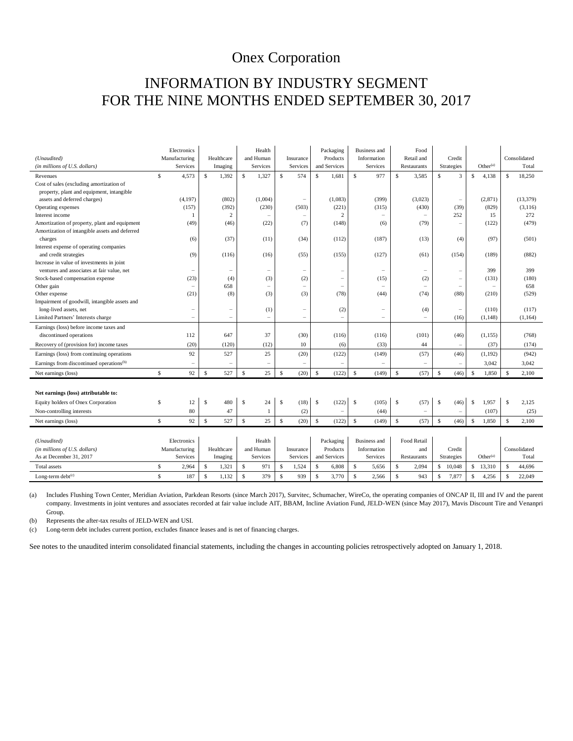# Onex Corporation

## INFORMATION BY INDUSTRY SEGMENT
## FOR THE NINE MONTHS ENDED SEPTEMBER 30, 2017

| *(Unaudited)* *(in millions of U.S. dollars)* | Electronics Manufacturing Services | Healthcare Imaging | Health and Human Services | Insurance Services | Packaging Products and Services | Business and Information Services | Food Retail and Restaurants | Credit Strategies | Other[(a)] | Consolidated Total |
|---|---|---|---|---|---|---|---|---|---|---|
| Revenues | $ 4,573 | $ 1,392 | $ 1,327 | $ 574 | $ 1,681 | $ 977 | $ 3,585 | $ 3 | $ 4,138 | $ 18,250 |
| Cost of sales (excluding amortization of property, plant and equipment, intangible assets and deferred charges) | (4,197) | (802) | (1,004) | – | (1,083) | (399) | (3,023) | – | (2,871) | (13,379) |
| Operating expenses | (157) | (392) | (230) | (503) | (221) | (315) | (430) | (39) | (829) | (3,116) |
| Interest income | 1 | 2 | – | – | 2 | – | – | 252 | 15 | 272 |
| Amortization of property, plant and equipment | (49) | (46) | (22) | (7) | (148) | (6) | (79) | – | (122) | (479) |
| Amortization of intangible assets and deferred charges | (6) | (37) | (11) | (34) | (112) | (187) | (13) | (4) | (97) | (501) |
| Interest expense of operating companies and credit strategies | (9) | (116) | (16) | (55) | (155) | (127) | (61) | (154) | (189) | (882) |
| Increase in value of investments in joint ventures and associates at fair value, net | – | – | – | – | – | – | – | – | 399 | 399 |
| Stock-based compensation expense | (23) | (4) | (3) | (2) | – | (15) | (2) | – | (131) | (180) |
| Other gain | – | 658 | – | – | – | – | – | – | – | 658 |
| Other expense | (21) | (8) | (3) | (3) | (78) | (44) | (74) | (88) | (210) | (529) |
| Impairment of goodwill, intangible assets and long-lived assets, net | – | – | (1) | – | (2) | – | (4) | – | (110) | (117) |
| Limited Partners' Interests charge | – | – | – | – | – | – | – | (16) | (1,148) | (1,164) |
| Earnings (loss) before income taxes and discontinued operations | 112 | 647 | 37 | (30) | (116) | (116) | (101) | (46) | (1,155) | (768) |
| Recovery of (provision for) income taxes | (20) | (120) | (12) | 10 | (6) | (33) | 44 | – | (37) | (174) |
| Earnings (loss) from continuing operations | 92 | 527 | 25 | (20) | (122) | (149) | (57) | (46) | (1,192) | (942) |
| Earnings from discontinued operations[(b)] | – | – | – | – | – | – | – | – | 3,042 | 3,042 |
| Net earnings (loss) | $ 92 | $ 527 | $ 25 | $ (20) | $ (122) | $ (149) | $ (57) | $ (46) | $ 1,850 | $ 2,100 |
| **Net earnings (loss) attributable to:** | | | | | | | | | | |
| Equity holders of Onex Corporation | $ 12 | $ 480 | $ 24 | $ (18) | $ (122) | $ (105) | $ (57) | $ (46) | $ 1,957 | $ 2,125 |
| Non-controlling interests | 80 | 47 | 1 | (2) | – | (44) | – | – | (107) | (25) |
| Net earnings (loss) | $ 92 | $ 527 | $ 25 | $ (20) | $ (122) | $ (149) | $ (57) | $ (46) | $ 1,850 | $ 2,100 |

| *(Unaudited)* *(in millions of U.S. dollars)* As at December 31, 2017 | Electronics Manufacturing Services | Healthcare Imaging | Health and Human Services | Insurance Services | Packaging Products and Services | Business and Information Services | Food Retail and Restaurants | Credit Strategies | Other[(a)] | Consolidated Total |
|---|---|---|---|---|---|---|---|---|---|---|
| Total assets | $ 2,964 | $ 1,321 | $ 971 | $ 1,524 | $ 6,808 | $ 5,656 | $ 2,094 | $ 10,048 | $ 13,310 | $ 44,696 |
| Long-term debt[(c)] | $ 187 | $ 1,132 | $ 379 | $ 939 | $ 3,770 | $ 2,566 | $ 943 | $ 7,877 | $ 4,256 | $ 22,049 |

(a) Includes Flushing Town Center, Meridian Aviation, Parkdean Resorts (since March 2017), Survitec, Schumacher, WireCo, the operating companies of ONCAP II, III and IV and the parent company. Investments in joint ventures and associates recorded at fair value include AIT, BBAM, Incline Aviation Fund, JELD-WEN (since May 2017), Mavis Discount Tire and Venanpri Group.

(b) Represents the after-tax results of JELD-WEN and USI.

(c) Long-term debt includes current portion, excludes finance leases and is net of financing charges.

See notes to the unaudited interim consolidated financial statements, including the changes in accounting policies retrospectively adopted on January 1, 2018.